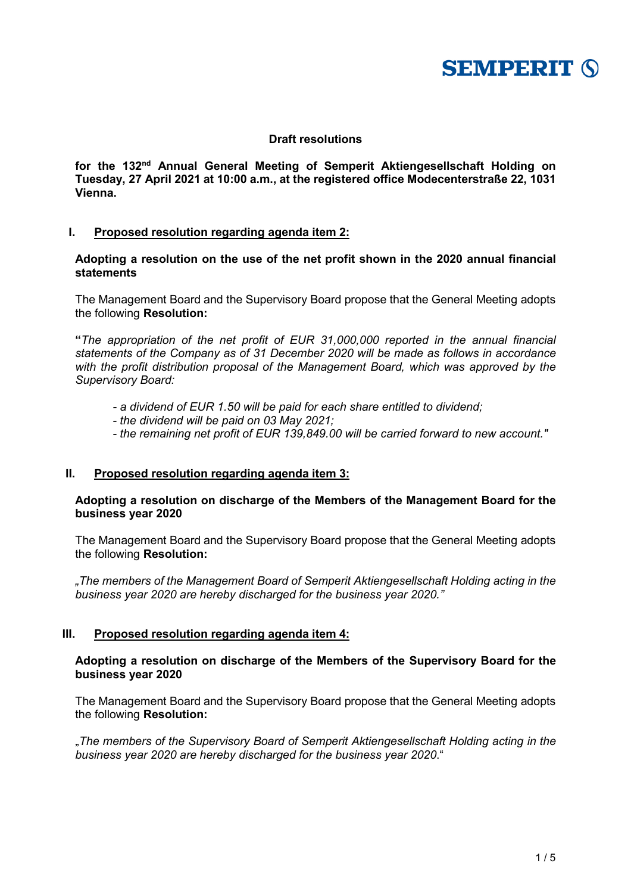SEMPERIT

**Draft resolutions**

**for the 132nd Annual General Meeting of Semperit Aktiengesellschaft Holding on Tuesday, 27 April 2021 at 10:00 a.m., at the registered office Modecenterstraße 22, 1031 Vienna.**

## I. Proposed resolution regarding agenda item 2:

**Adopting a resolution on the use of the net profit shown in the 2020 annual financial statements**

The Management Board and the Supervisory Board propose that the General Meeting adopts the following **Resolution:**

**"***The appropriation of the net profit of EUR 31,000,000 reported in the annual financial statements of the Company as of 31 December 2020 will be made as follows in accordance with the profit distribution proposal of the Management Board, which was approved by the Supervisory Board:*

- *a dividend of EUR 1.50 will be paid for each share entitled to dividend;*
- *the dividend will be paid on 03 May 2021;*
- *the remaining net profit of EUR 139,849.00 will be carried forward to new account."*

## II. Proposed resolution regarding agenda item 3:

**Adopting a resolution on discharge of the Members of the Management Board for the business year 2020**

The Management Board and the Supervisory Board propose that the General Meeting adopts the following **Resolution:**

*„The members of the Management Board of Semperit Aktiengesellschaft Holding acting in the business year 2020 are hereby discharged for the business year 2020."*

## III. Proposed resolution regarding agenda item 4:

**Adopting a resolution on discharge of the Members of the Supervisory Board for the business year 2020**

The Management Board and the Supervisory Board propose that the General Meeting adopts the following **Resolution:**

„*The members of the Supervisory Board of Semperit Aktiengesellschaft Holding acting in the business year 2020 are hereby discharged for the business year 2020*."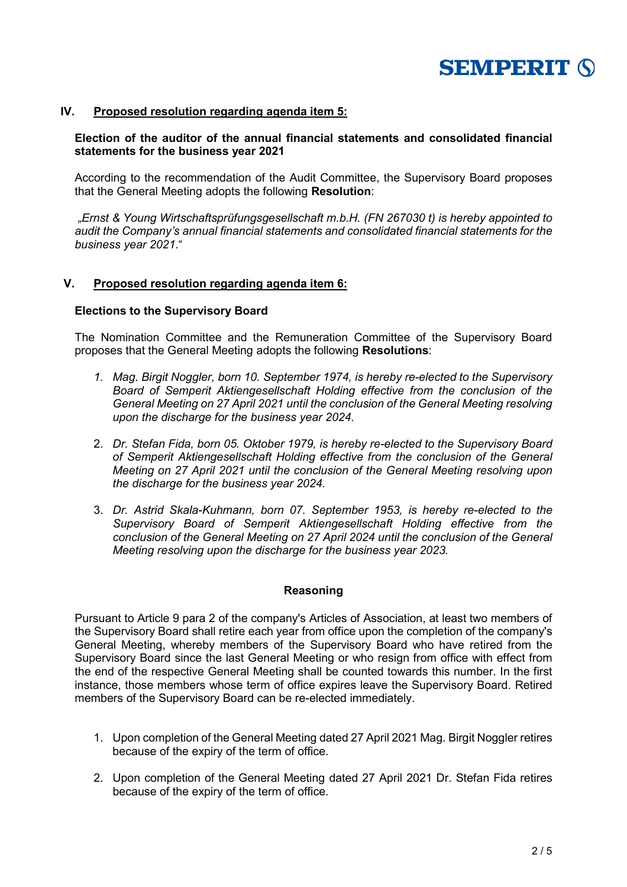## IV. Proposed resolution regarding agenda item 5:

**Election of the auditor of the annual financial statements and consolidated financial statements for the business year 2021**

According to the recommendation of the Audit Committee, the Supervisory Board proposes that the General Meeting adopts the following **Resolution**:

*„Ernst & Young Wirtschaftsprüfungsgesellschaft m.b.H. (FN 267030 t) is hereby appointed to audit the Company's annual financial statements and consolidated financial statements for the business year 2021.*"

## V. Proposed resolution regarding agenda item 6:

**Elections to the Supervisory Board**

The Nomination Committee and the Remuneration Committee of the Supervisory Board proposes that the General Meeting adopts the following **Resolutions**:

1. *Mag. Birgit Noggler, born 10. September 1974, is hereby re-elected to the Supervisory Board of Semperit Aktiengesellschaft Holding effective from the conclusion of the General Meeting on 27 April 2021 until the conclusion of the General Meeting resolving upon the discharge for the business year 2024.*
2. *Dr. Stefan Fida, born 05. Oktober 1979, is hereby re-elected to the Supervisory Board of Semperit Aktiengesellschaft Holding effective from the conclusion of the General Meeting on 27 April 2021 until the conclusion of the General Meeting resolving upon the discharge for the business year 2024.*
3. *Dr. Astrid Skala-Kuhmann, born 07. September 1953, is hereby re-elected to the Supervisory Board of Semperit Aktiengesellschaft Holding effective from the conclusion of the General Meeting on 27 April 2024 until the conclusion of the General Meeting resolving upon the discharge for the business year 2023.*

**Reasoning**

Pursuant to Article 9 para 2 of the company's Articles of Association, at least two members of the Supervisory Board shall retire each year from office upon the completion of the company's General Meeting, whereby members of the Supervisory Board who have retired from the Supervisory Board since the last General Meeting or who resign from office with effect from the end of the respective General Meeting shall be counted towards this number. In the first instance, those members whose term of office expires leave the Supervisory Board. Retired members of the Supervisory Board can be re-elected immediately.

1. Upon completion of the General Meeting dated 27 April 2021 Mag. Birgit Noggler retires because of the expiry of the term of office.
2. Upon completion of the General Meeting dated 27 April 2021 Dr. Stefan Fida retires because of the expiry of the term of office.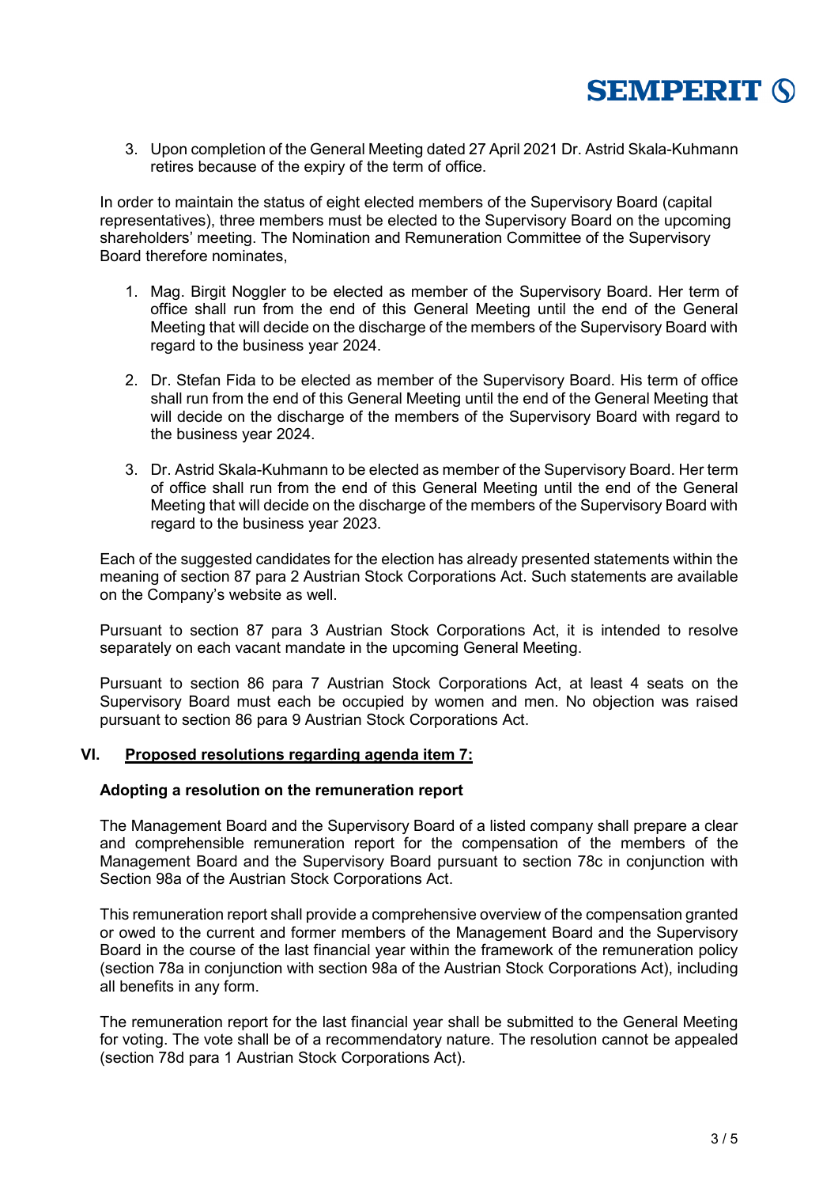3. Upon completion of the General Meeting dated 27 April 2021 Dr. Astrid Skala-Kuhmann retires because of the expiry of the term of office.

In order to maintain the status of eight elected members of the Supervisory Board (capital representatives), three members must be elected to the Supervisory Board on the upcoming shareholders' meeting. The Nomination and Remuneration Committee of the Supervisory Board therefore nominates,

1. Mag. Birgit Noggler to be elected as member of the Supervisory Board. Her term of office shall run from the end of this General Meeting until the end of the General Meeting that will decide on the discharge of the members of the Supervisory Board with regard to the business year 2024.

2. Dr. Stefan Fida to be elected as member of the Supervisory Board. His term of office shall run from the end of this General Meeting until the end of the General Meeting that will decide on the discharge of the members of the Supervisory Board with regard to the business year 2024.

3. Dr. Astrid Skala-Kuhmann to be elected as member of the Supervisory Board. Her term of office shall run from the end of this General Meeting until the end of the General Meeting that will decide on the discharge of the members of the Supervisory Board with regard to the business year 2023.

Each of the suggested candidates for the election has already presented statements within the meaning of section 87 para 2 Austrian Stock Corporations Act. Such statements are available on the Company's website as well.

Pursuant to section 87 para 3 Austrian Stock Corporations Act, it is intended to resolve separately on each vacant mandate in the upcoming General Meeting.

Pursuant to section 86 para 7 Austrian Stock Corporations Act, at least 4 seats on the Supervisory Board must each be occupied by women and men. No objection was raised pursuant to section 86 para 9 Austrian Stock Corporations Act.

## VI. Proposed resolutions regarding agenda item 7:

**Adopting a resolution on the remuneration report**

The Management Board and the Supervisory Board of a listed company shall prepare a clear and comprehensible remuneration report for the compensation of the members of the Management Board and the Supervisory Board pursuant to section 78c in conjunction with Section 98a of the Austrian Stock Corporations Act.

This remuneration report shall provide a comprehensive overview of the compensation granted or owed to the current and former members of the Management Board and the Supervisory Board in the course of the last financial year within the framework of the remuneration policy (section 78a in conjunction with section 98a of the Austrian Stock Corporations Act), including all benefits in any form.

The remuneration report for the last financial year shall be submitted to the General Meeting for voting. The vote shall be of a recommendatory nature. The resolution cannot be appealed (section 78d para 1 Austrian Stock Corporations Act).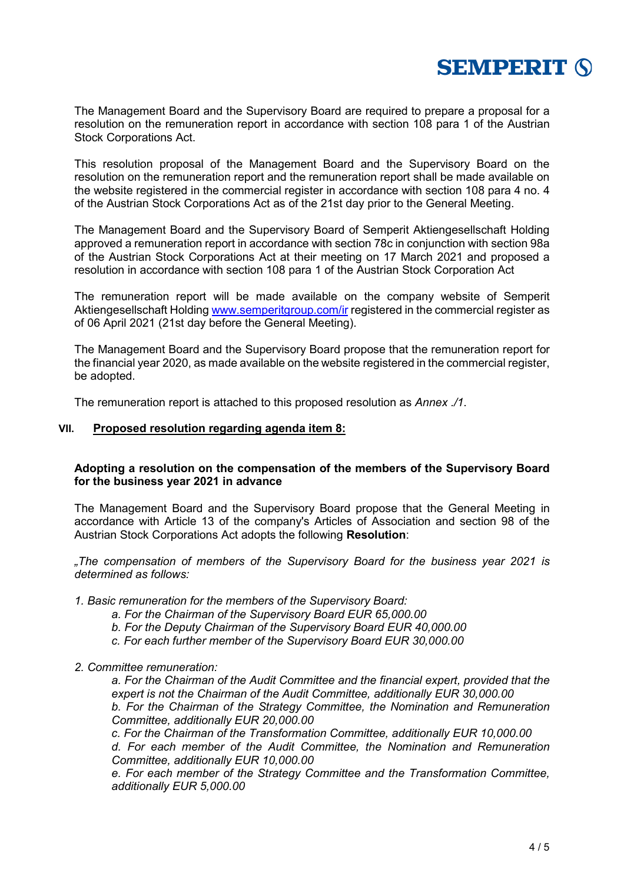The Management Board and the Supervisory Board are required to prepare a proposal for a resolution on the remuneration report in accordance with section 108 para 1 of the Austrian Stock Corporations Act.

This resolution proposal of the Management Board and the Supervisory Board on the resolution on the remuneration report and the remuneration report shall be made available on the website registered in the commercial register in accordance with section 108 para 4 no. 4 of the Austrian Stock Corporations Act as of the 21st day prior to the General Meeting.

The Management Board and the Supervisory Board of Semperit Aktiengesellschaft Holding approved a remuneration report in accordance with section 78c in conjunction with section 98a of the Austrian Stock Corporations Act at their meeting on 17 March 2021 and proposed a resolution in accordance with section 108 para 1 of the Austrian Stock Corporation Act

The remuneration report will be made available on the company website of Semperit Aktiengesellschaft Holding www.semperitgroup.com/ir registered in the commercial register as of 06 April 2021 (21st day before the General Meeting).

The Management Board and the Supervisory Board propose that the remuneration report for the financial year 2020, as made available on the website registered in the commercial register, be adopted.

The remuneration report is attached to this proposed resolution as *Annex ./1*.

## VII. Proposed resolution regarding agenda item 8:

**Adopting a resolution on the compensation of the members of the Supervisory Board for the business year 2021 in advance**

The Management Board and the Supervisory Board propose that the General Meeting in accordance with Article 13 of the company's Articles of Association and section 98 of the Austrian Stock Corporations Act adopts the following **Resolution**:

*„The compensation of members of the Supervisory Board for the business year 2021 is determined as follows:*

*1. Basic remuneration for the members of the Supervisory Board:*

*a. For the Chairman of the Supervisory Board EUR 65,000.00*

*b. For the Deputy Chairman of the Supervisory Board EUR 40,000.00*

*c. For each further member of the Supervisory Board EUR 30,000.00*

*2. Committee remuneration:*

*a. For the Chairman of the Audit Committee and the financial expert, provided that the expert is not the Chairman of the Audit Committee, additionally EUR 30,000.00*

*b. For the Chairman of the Strategy Committee, the Nomination and Remuneration Committee, additionally EUR 20,000.00*

*c. For the Chairman of the Transformation Committee, additionally EUR 10,000.00*

*d. For each member of the Audit Committee, the Nomination and Remuneration Committee, additionally EUR 10,000.00*

*e. For each member of the Strategy Committee and the Transformation Committee, additionally EUR 5,000.00*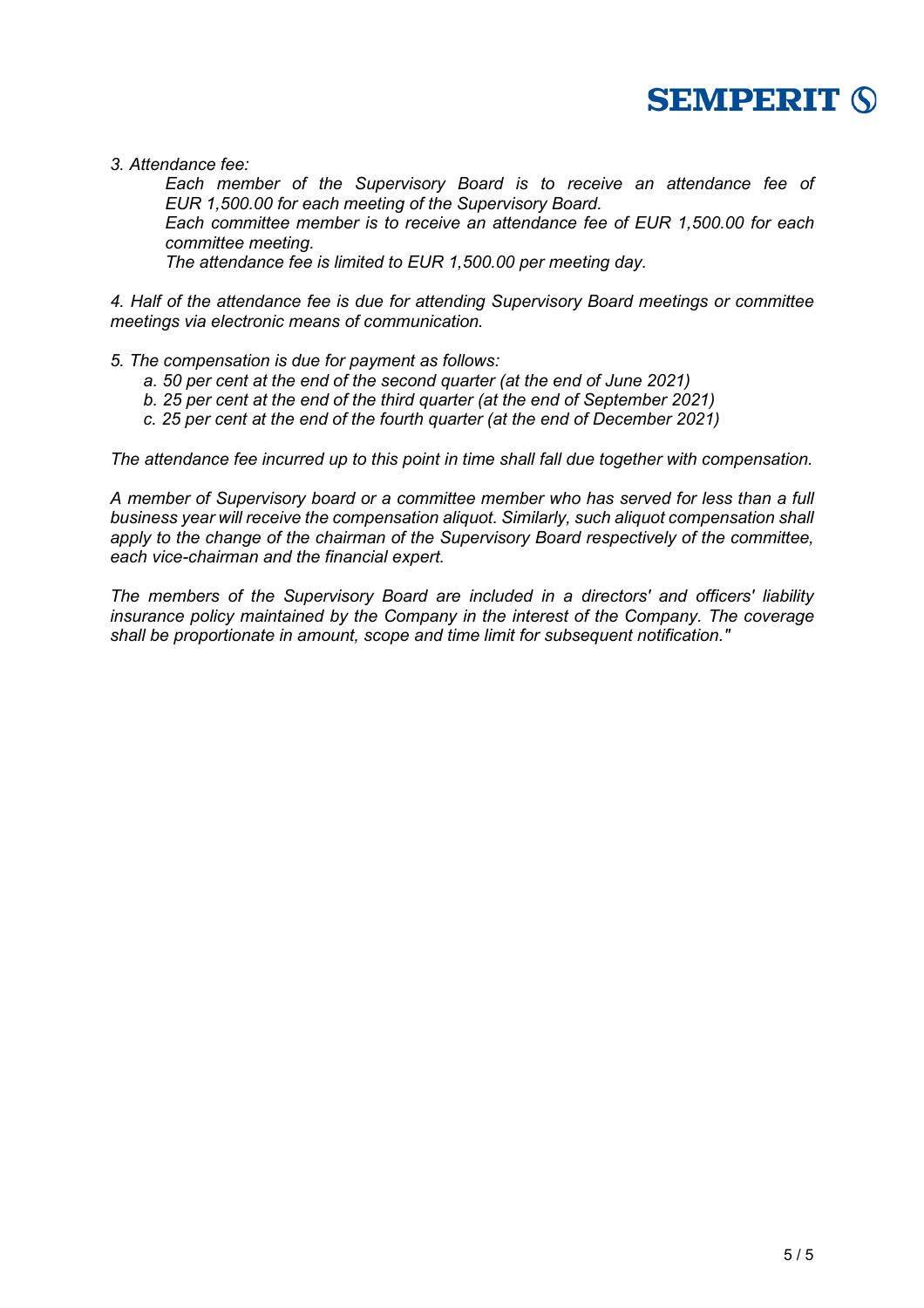*3. Attendance fee:*

*Each member of the Supervisory Board is to receive an attendance fee of EUR 1,500.00 for each meeting of the Supervisory Board.*
*Each committee member is to receive an attendance fee of EUR 1,500.00 for each committee meeting.*
*The attendance fee is limited to EUR 1,500.00 per meeting day.*

*4. Half of the attendance fee is due for attending Supervisory Board meetings or committee meetings via electronic means of communication.*

*5. The compensation is due for payment as follows:*

*a. 50 per cent at the end of the second quarter (at the end of June 2021)*
*b. 25 per cent at the end of the third quarter (at the end of September 2021)*
*c. 25 per cent at the end of the fourth quarter (at the end of December 2021)*

*The attendance fee incurred up to this point in time shall fall due together with compensation.*

*A member of Supervisory board or a committee member who has served for less than a full business year will receive the compensation aliquot. Similarly, such aliquot compensation shall apply to the change of the chairman of the Supervisory Board respectively of the committee, each vice-chairman and the financial expert.*

*The members of the Supervisory Board are included in a directors' and officers' liability insurance policy maintained by the Company in the interest of the Company. The coverage shall be proportionate in amount, scope and time limit for subsequent notification."*